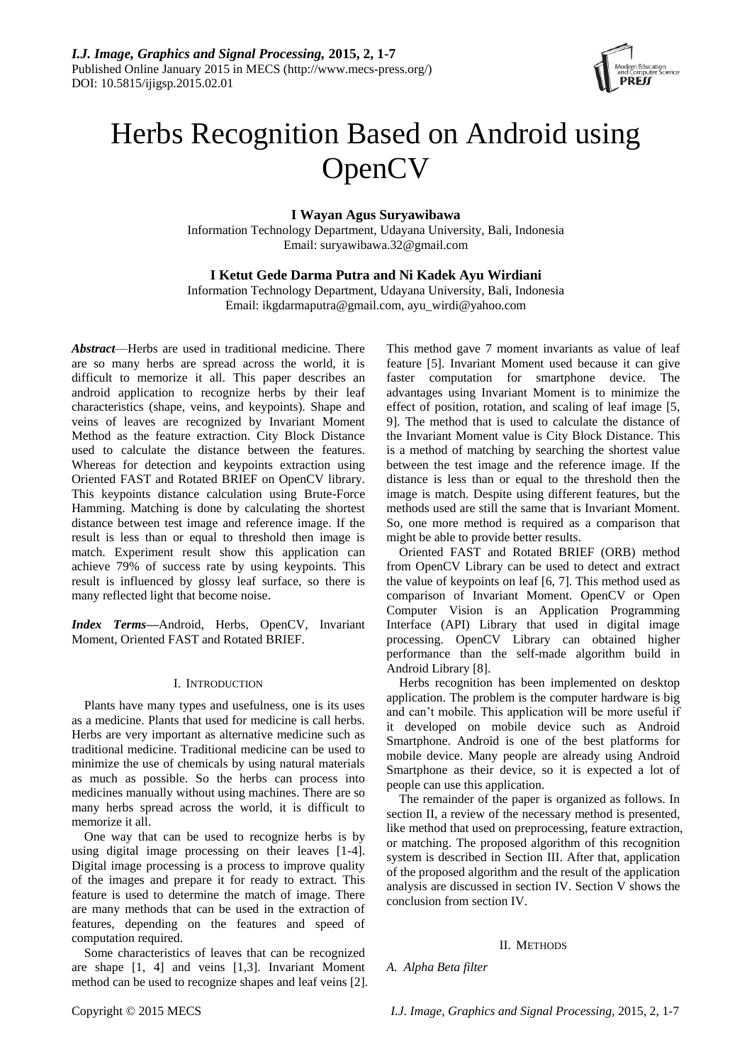# Herbs Recognition Based on Android using OpenCV

**I Wayan Agus Suryawibawa**
Information Technology Department, Udayana University, Bali, Indonesia
Email: suryawibawa.32@gmail.com

**I Ketut Gede Darma Putra and Ni Kadek Ayu Wirdiani**
Information Technology Department, Udayana University, Bali, Indonesia
Email: ikgdarmaputra@gmail.com, ayu_wirdi@yahoo.com

***Abstract*****—**Herbs are used in traditional medicine. There are so many herbs are spread across the world, it is difficult to memorize it all. This paper describes an android application to recognize herbs by their leaf characteristics (shape, veins, and keypoints). Shape and veins of leaves are recognized by Invariant Moment Method as the feature extraction. City Block Distance used to calculate the distance between the features. Whereas for detection and keypoints extraction using Oriented FAST and Rotated BRIEF on OpenCV library. This keypoints distance calculation using Brute-Force Hamming. Matching is done by calculating the shortest distance between test image and reference image. If the result is less than or equal to threshold then image is match. Experiment result show this application can achieve 79% of success rate by using keypoints. This result is influenced by glossy leaf surface, so there is many reflected light that become noise.

***Index Terms*****—**Android, Herbs, OpenCV, Invariant Moment, Oriented FAST and Rotated BRIEF.

## I. Introduction

Plants have many types and usefulness, one is its uses as a medicine. Plants that used for medicine is call herbs. Herbs are very important as alternative medicine such as traditional medicine. Traditional medicine can be used to minimize the use of chemicals by using natural materials as much as possible. So the herbs can process into medicines manually without using machines. There are so many herbs spread across the world, it is difficult to memorize it all.

One way that can be used to recognize herbs is by using digital image processing on their leaves [1-4]. Digital image processing is a process to improve quality of the images and prepare it for ready to extract. This feature is used to determine the match of image. There are many methods that can be used in the extraction of features, depending on the features and speed of computation required.

Some characteristics of leaves that can be recognized are shape [1, 4] and veins [1,3]. Invariant Moment method can be used to recognize shapes and leaf veins [2]. This method gave 7 moment invariants as value of leaf feature [5]. Invariant Moment used because it can give faster computation for smartphone device. The advantages using Invariant Moment is to minimize the effect of position, rotation, and scaling of leaf image [5, 9]. The method that is used to calculate the distance of the Invariant Moment value is City Block Distance. This is a method of matching by searching the shortest value between the test image and the reference image. If the distance is less than or equal to the threshold then the image is match. Despite using different features, but the methods used are still the same that is Invariant Moment. So, one more method is required as a comparison that might be able to provide better results.

Oriented FAST and Rotated BRIEF (ORB) method from OpenCV Library can be used to detect and extract the value of keypoints on leaf [6, 7]. This method used as comparison of Invariant Moment. OpenCV or Open Computer Vision is an Application Programming Interface (API) Library that used in digital image processing. OpenCV Library can obtained higher performance than the self-made algorithm build in Android Library [8].

Herbs recognition has been implemented on desktop application. The problem is the computer hardware is big and can't mobile. This application will be more useful if it developed on mobile device such as Android Smartphone. Android is one of the best platforms for mobile device. Many people are already using Android Smartphone as their device, so it is expected a lot of people can use this application.

The remainder of the paper is organized as follows. In section II, a review of the necessary method is presented, like method that used on preprocessing, feature extraction, or matching. The proposed algorithm of this recognition system is described in Section III. After that, application of the proposed algorithm and the result of the application analysis are discussed in section IV. Section V shows the conclusion from section IV.

## II. Methods

### *A. Alpha Beta filter*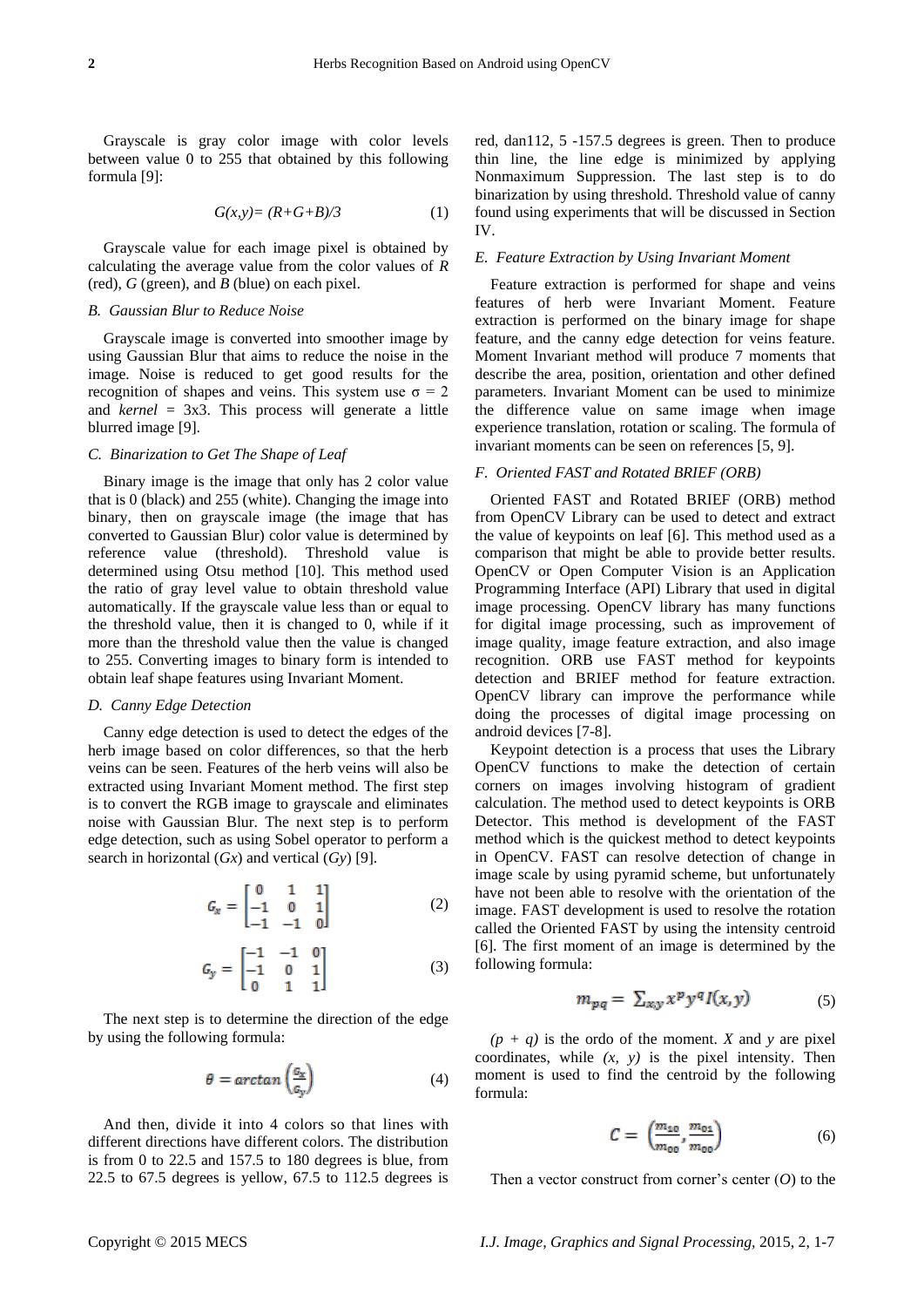Grayscale is gray color image with color levels between value 0 to 255 that obtained by this following formula [9]:

$$G(x,y)= (R+G+B)/3 \tag{1}$$

Grayscale value for each image pixel is obtained by calculating the average value from the color values of *R* (red), *G* (green), and *B* (blue) on each pixel.

### *B. Gaussian Blur to Reduce Noise*

Grayscale image is converted into smoother image by using Gaussian Blur that aims to reduce the noise in the image. Noise is reduced to get good results for the recognition of shapes and veins. This system use $\sigma = 2$ and *kernel* = 3x3. This process will generate a little blurred image [9].

### *C. Binarization to Get The Shape of Leaf*

Binary image is the image that only has 2 color value that is 0 (black) and 255 (white). Changing the image into binary, then on grayscale image (the image that has converted to Gaussian Blur) color value is determined by reference value (threshold). Threshold value is determined using Otsu method [10]. This method used the ratio of gray level value to obtain threshold value automatically. If the grayscale value less than or equal to the threshold value, then it is changed to 0, while if it more than the threshold value then the value is changed to 255. Converting images to binary form is intended to obtain leaf shape features using Invariant Moment.

### *D. Canny Edge Detection*

Canny edge detection is used to detect the edges of the herb image based on color differences, so that the herb veins can be seen. Features of the herb veins will also be extracted using Invariant Moment method. The first step is to convert the RGB image to grayscale and eliminates noise with Gaussian Blur. The next step is to perform edge detection, such as using Sobel operator to perform a search in horizontal (*Gx*) and vertical (*Gy*) [9].

$$G_x = \begin{bmatrix} 0 & 1 & 1 \\ -1 & 0 & 1 \\ -1 & -1 & 0 \end{bmatrix} \tag{2}$$

$$G_y = \begin{bmatrix} -1 & -1 & 0 \\ -1 & 0 & 1 \\ 0 & 1 & 1 \end{bmatrix} \tag{3}$$

The next step is to determine the direction of the edge by using the following formula:

$$\theta = arctan\left(\frac{G_x}{G_y}\right) \tag{4}$$

And then, divide it into 4 colors so that lines with different directions have different colors. The distribution is from 0 to 22.5 and 157.5 to 180 degrees is blue, from 22.5 to 67.5 degrees is yellow, 67.5 to 112.5 degrees is red, dan112, 5 -157.5 degrees is green. Then to produce thin line, the line edge is minimized by applying Nonmaximum Suppression. The last step is to do binarization by using threshold. Threshold value of canny found using experiments that will be discussed in Section IV.

### *E. Feature Extraction by Using Invariant Moment*

Feature extraction is performed for shape and veins features of herb were Invariant Moment. Feature extraction is performed on the binary image for shape feature, and the canny edge detection for veins feature. Moment Invariant method will produce 7 moments that describe the area, position, orientation and other defined parameters. Invariant Moment can be used to minimize the difference value on same image when image experience translation, rotation or scaling. The formula of invariant moments can be seen on references [5, 9].

### *F. Oriented FAST and Rotated BRIEF (ORB)*

Oriented FAST and Rotated BRIEF (ORB) method from OpenCV Library can be used to detect and extract the value of keypoints on leaf [6]. This method used as a comparison that might be able to provide better results. OpenCV or Open Computer Vision is an Application Programming Interface (API) Library that used in digital image processing. OpenCV library has many functions for digital image processing, such as improvement of image quality, image feature extraction, and also image recognition. ORB use FAST method for keypoints detection and BRIEF method for feature extraction. OpenCV library can improve the performance while doing the processes of digital image processing on android devices [7-8].

Keypoint detection is a process that uses the Library OpenCV functions to make the detection of certain corners on images involving histogram of gradient calculation. The method used to detect keypoints is ORB Detector. This method is development of the FAST method which is the quickest method to detect keypoints in OpenCV. FAST can resolve detection of change in image scale by using pyramid scheme, but unfortunately have not been able to resolve with the orientation of the image. FAST development is used to resolve the rotation called the Oriented FAST by using the intensity centroid [6]. The first moment of an image is determined by the following formula:

$$m_{pq} = \sum_{x,y} x^p y^q I(x,y) \tag{5}$$

*(p + q)* is the ordo of the moment. *X* and *y* are pixel coordinates, while *(x, y)* is the pixel intensity. Then moment is used to find the centroid by the following formula:

$$C = \left(\frac{m_{10}}{m_{00}}, \frac{m_{01}}{m_{00}}\right) \tag{6}$$

Then a vector construct from corner's center (*O*) to the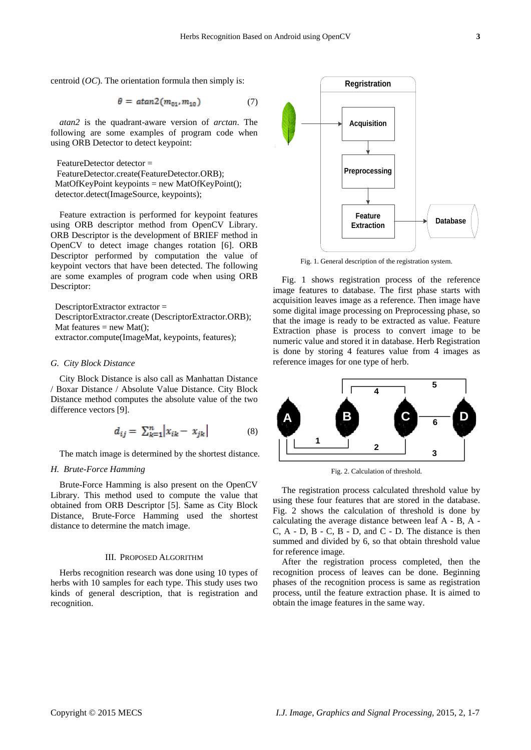centroid (*OC*). The orientation formula then simply is:

$$\theta = atan2(m_{01}, m_{10}) \tag{7}$$

*atan2* is the quadrant-aware version of *arctan*. The following are some examples of program code when using ORB Detector to detect keypoint:

```
FeatureDetector detector =
FeatureDetector.create(FeatureDetector.ORB);
MatOfKeyPoint keypoints = new MatOfKeyPoint();
detector.detect(ImageSource, keypoints);
```

Feature extraction is performed for keypoint features using ORB descriptor method from OpenCV Library. ORB Descriptor is the development of BRIEF method in OpenCV to detect image changes rotation [6]. ORB Descriptor performed by computation the value of keypoint vectors that have been detected. The following are some examples of program code when using ORB Descriptor:

```
DescriptorExtractor extractor =
DescriptorExtractor.create (DescriptorExtractor.ORB);
Mat features = new Mat();
extractor.compute(ImageMat, keypoints, features);
```

### G. City Block Distance

City Block Distance is also call as Manhattan Distance / Boxar Distance / Absolute Value Distance. City Block Distance method computes the absolute value of the two difference vectors [9].

$$d_{ij} = \sum_{k=1}^{n} \left| x_{ik} - x_{jk} \right| \tag{8}$$

The match image is determined by the shortest distance.

### H. Brute-Force Hamming

Brute-Force Hamming is also present on the OpenCV Library. This method used to compute the value that obtained from ORB Descriptor [5]. Same as City Block Distance, Brute-Force Hamming used the shortest distance to determine the match image.

## III. Proposed Algorithm

Herbs recognition research was done using 10 types of herbs with 10 samples for each type. This study uses two kinds of general description, that is registration and recognition.

Fig. 1. General description of the registration system.

Fig. 1 shows registration process of the reference image features to database. The first phase starts with acquisition leaves image as a reference. Then image have some digital image processing on Preprocessing phase, so that the image is ready to be extracted as value. Feature Extraction phase is process to convert image to be numeric value and stored it in database. Herb Registration is done by storing 4 features value from 4 images as reference images for one type of herb.

Fig. 2. Calculation of threshold.

The registration process calculated threshold value by using these four features that are stored in the database. Fig. 2 shows the calculation of threshold is done by calculating the average distance between leaf A - B, A - C, A - D, B - C, B - D, and C - D. The distance is then summed and divided by 6, so that obtain threshold value for reference image.

After the registration process completed, then the recognition process of leaves can be done. Beginning phases of the recognition process is same as registration process, until the feature extraction phase. It is aimed to obtain the image features in the same way.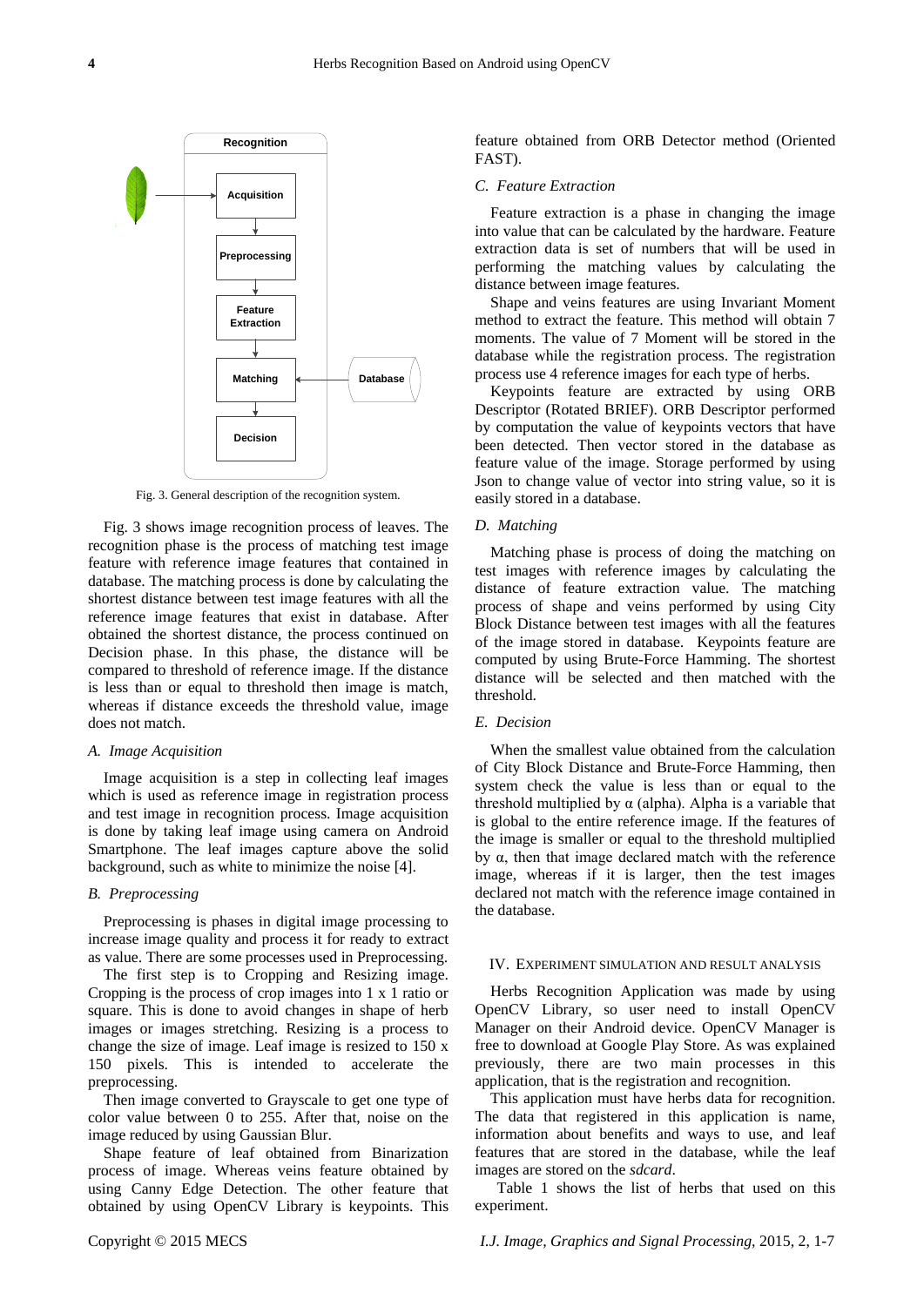Fig. 3. General description of the recognition system.

Fig. 3 shows image recognition process of leaves. The recognition phase is the process of matching test image feature with reference image features that contained in database. The matching process is done by calculating the shortest distance between test image features with all the reference image features that exist in database. After obtained the shortest distance, the process continued on Decision phase. In this phase, the distance will be compared to threshold of reference image. If the distance is less than or equal to threshold then image is match, whereas if distance exceeds the threshold value, image does not match.

### *A. Image Acquisition*

Image acquisition is a step in collecting leaf images which is used as reference image in registration process and test image in recognition process. Image acquisition is done by taking leaf image using camera on Android Smartphone. The leaf images capture above the solid background, such as white to minimize the noise [4].

### *B. Preprocessing*

Preprocessing is phases in digital image processing to increase image quality and process it for ready to extract as value. There are some processes used in Preprocessing.

The first step is to Cropping and Resizing image. Cropping is the process of crop images into 1 x 1 ratio or square. This is done to avoid changes in shape of herb images or images stretching. Resizing is a process to change the size of image. Leaf image is resized to 150 x 150 pixels. This is intended to accelerate the preprocessing.

Then image converted to Grayscale to get one type of color value between 0 to 255. After that, noise on the image reduced by using Gaussian Blur.

Shape feature of leaf obtained from Binarization process of image. Whereas veins feature obtained by using Canny Edge Detection. The other feature that obtained by using OpenCV Library is keypoints. This feature obtained from ORB Detector method (Oriented FAST).

### *C. Feature Extraction*

Feature extraction is a phase in changing the image into value that can be calculated by the hardware. Feature extraction data is set of numbers that will be used in performing the matching values by calculating the distance between image features.

Shape and veins features are using Invariant Moment method to extract the feature. This method will obtain 7 moments. The value of 7 Moment will be stored in the database while the registration process. The registration process use 4 reference images for each type of herbs.

Keypoints feature are extracted by using ORB Descriptor (Rotated BRIEF). ORB Descriptor performed by computation the value of keypoints vectors that have been detected. Then vector stored in the database as feature value of the image. Storage performed by using Json to change value of vector into string value, so it is easily stored in a database.

### *D. Matching*

Matching phase is process of doing the matching on test images with reference images by calculating the distance of feature extraction value. The matching process of shape and veins performed by using City Block Distance between test images with all the features of the image stored in database. Keypoints feature are computed by using Brute-Force Hamming. The shortest distance will be selected and then matched with the threshold.

### *E. Decision*

When the smallest value obtained from the calculation of City Block Distance and Brute-Force Hamming, then system check the value is less than or equal to the threshold multiplied by $\alpha$ (alpha). Alpha is a variable that is global to the entire reference image. If the features of the image is smaller or equal to the threshold multiplied by $\alpha$, then that image declared match with the reference image, whereas if it is larger, then the test images declared not match with the reference image contained in the database.

## IV. Experiment Simulation and Result Analysis

Herbs Recognition Application was made by using OpenCV Library, so user need to install OpenCV Manager on their Android device. OpenCV Manager is free to download at Google Play Store. As was explained previously, there are two main processes in this application, that is the registration and recognition.

This application must have herbs data for recognition. The data that registered in this application is name, information about benefits and ways to use, and leaf features that are stored in the database, while the leaf images are stored on the *sdcard*.

Table 1 shows the list of herbs that used on this experiment.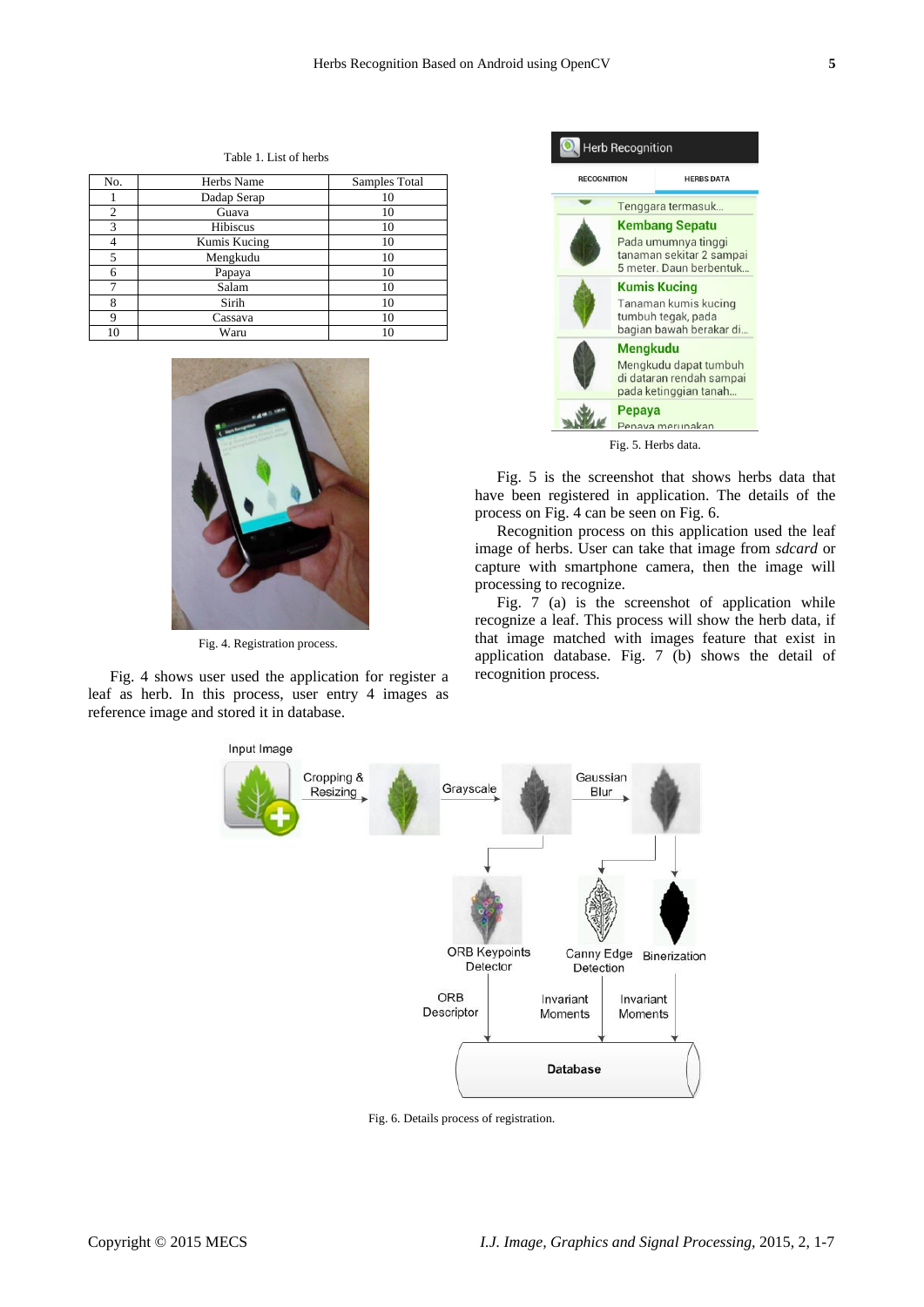Table 1. List of herbs

| No. | Herbs Name | Samples Total |
|---|---|---|
| 1 | Dadap Serap | 10 |
| 2 | Guava | 10 |
| 3 | Hibiscus | 10 |
| 4 | Kumis Kucing | 10 |
| 5 | Mengkudu | 10 |
| 6 | Papaya | 10 |
| 7 | Salam | 10 |
| 8 | Sirih | 10 |
| 9 | Cassava | 10 |
| 10 | Waru | 10 |

Fig. 4. Registration process.

Fig. 4 shows user used the application for register a leaf as herb. In this process, user entry 4 images as reference image and stored it in database.

Fig. 5. Herbs data.

Fig. 5 is the screenshot that shows herbs data that have been registered in application. The details of the process on Fig. 4 can be seen on Fig. 6.

Recognition process on this application used the leaf image of herbs. User can take that image from *sdcard* or capture with smartphone camera, then the image will processing to recognize.

Fig. 7 (a) is the screenshot of application while recognize a leaf. This process will show the herb data, if that image matched with images feature that exist in application database. Fig. 7 (b) shows the detail of recognition process.

Fig. 6. Details process of registration.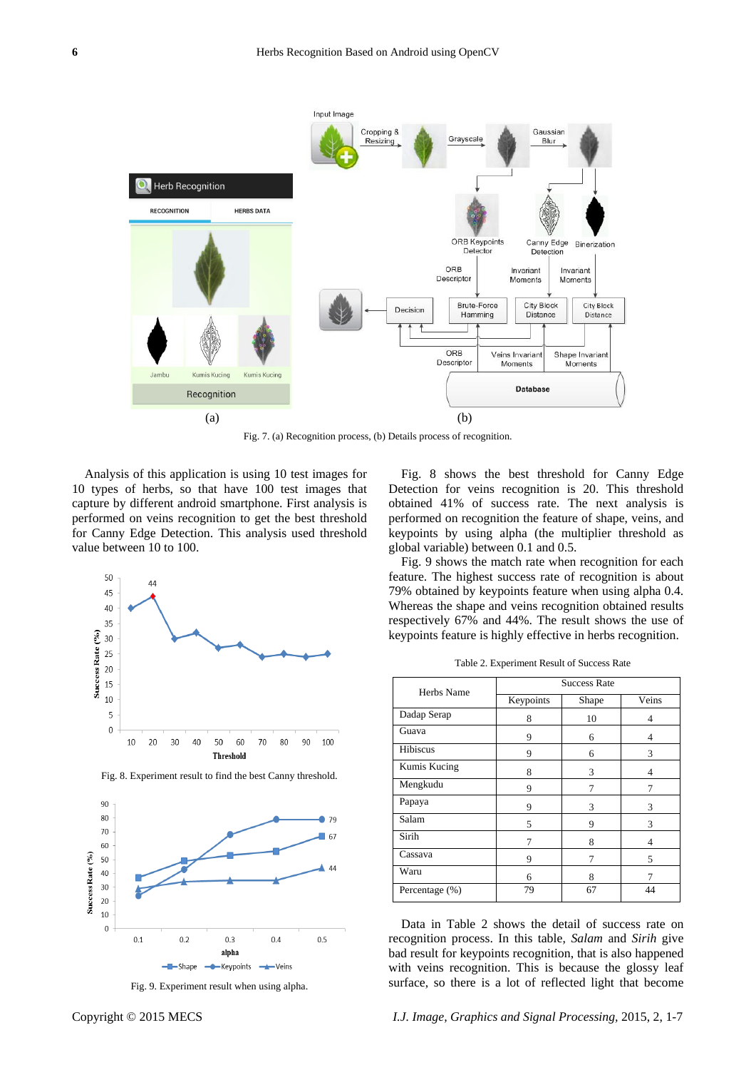Fig. 7. (a) Recognition process, (b) Details process of recognition.

Analysis of this application is using 10 test images for 10 types of herbs, so that have 100 test images that capture by different android smartphone. First analysis is performed on veins recognition to get the best threshold for Canny Edge Detection. This analysis used threshold value between 10 to 100.

Fig. 8. Experiment result to find the best Canny threshold.

Fig. 9. Experiment result when using alpha.

Fig. 8 shows the best threshold for Canny Edge Detection for veins recognition is 20. This threshold obtained 41% of success rate. The next analysis is performed on recognition the feature of shape, veins, and keypoints by using alpha (the multiplier threshold as global variable) between 0.1 and 0.5.

Fig. 9 shows the match rate when recognition for each feature. The highest success rate of recognition is about 79% obtained by keypoints feature when using alpha 0.4. Whereas the shape and veins recognition obtained results respectively 67% and 44%. The result shows the use of keypoints feature is highly effective in herbs recognition.

Table 2. Experiment Result of Success Rate

| Herbs Name | Success Rate | | |
|---|---|---|---|
| | Keypoints | Shape | Veins |
| Dadap Serap | 8 | 10 | 4 |
| Guava | 9 | 6 | 4 |
| Hibiscus | 9 | 6 | 3 |
| Kumis Kucing | 8 | 3 | 4 |
| Mengkudu | 9 | 7 | 7 |
| Papaya | 9 | 3 | 3 |
| Salam | 5 | 9 | 3 |
| Sirih | 7 | 8 | 4 |
| Cassava | 9 | 7 | 5 |
| Waru | 6 | 8 | 7 |
| Percentage (%) | 79 | 67 | 44 |

Data in Table 2 shows the detail of success rate on recognition process. In this table, *Salam* and *Sirih* give bad result for keypoints recognition, that is also happened with veins recognition. This is because the glossy leaf surface, so there is a lot of reflected light that become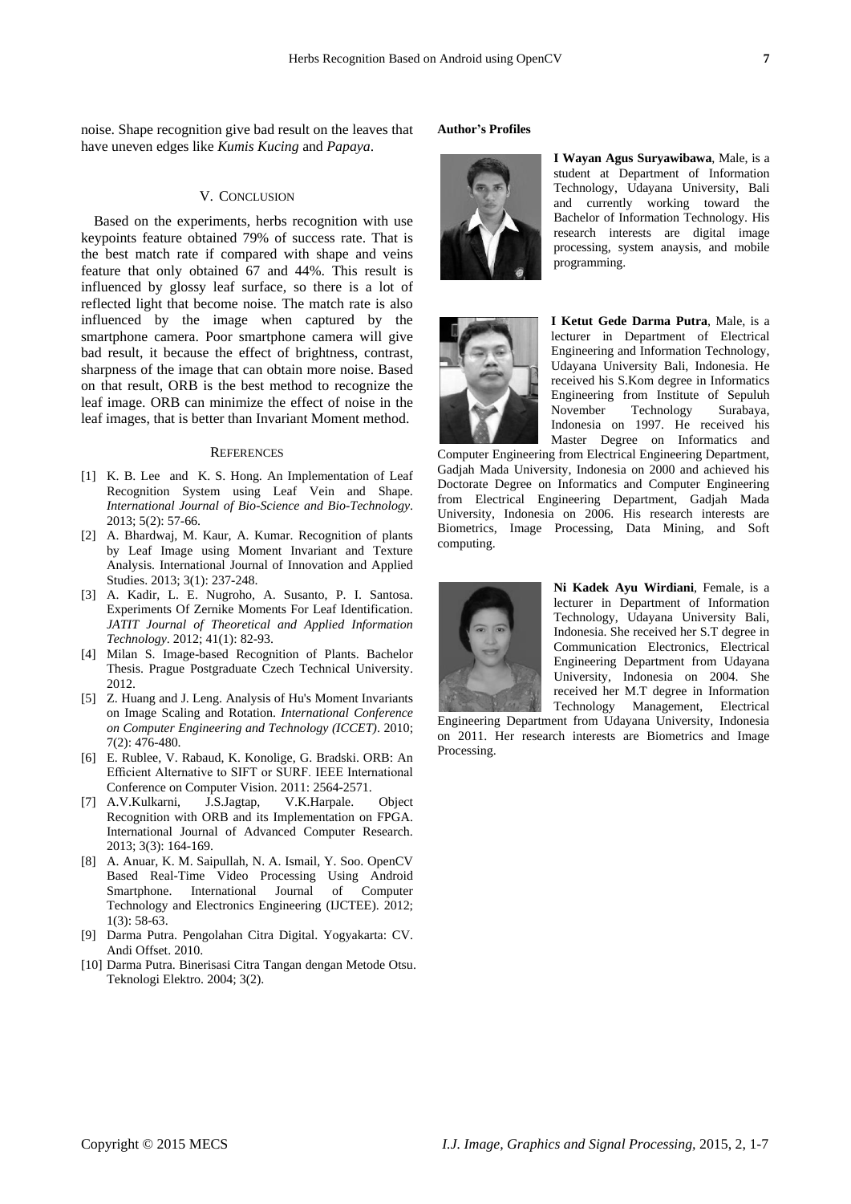noise. Shape recognition give bad result on the leaves that have uneven edges like *Kumis Kucing* and *Papaya*.

## V. Conclusion

Based on the experiments, herbs recognition with use keypoints feature obtained 79% of success rate. That is the best match rate if compared with shape and veins feature that only obtained 67 and 44%. This result is influenced by glossy leaf surface, so there is a lot of reflected light that become noise. The match rate is also influenced by the image when captured by the smartphone camera. Poor smartphone camera will give bad result, it because the effect of brightness, contrast, sharpness of the image that can obtain more noise. Based on that result, ORB is the best method to recognize the leaf image. ORB can minimize the effect of noise in the leaf images, that is better than Invariant Moment method.

## References

[1] K. B. Lee and K. S. Hong. An Implementation of Leaf Recognition System using Leaf Vein and Shape. *International Journal of Bio-Science and Bio-Technology*. 2013; 5(2): 57-66.

[2] A. Bhardwaj, M. Kaur, A. Kumar. Recognition of plants by Leaf Image using Moment Invariant and Texture Analysis. International Journal of Innovation and Applied Studies. 2013; 3(1): 237-248.

[3] A. Kadir, L. E. Nugroho, A. Susanto, P. I. Santosa. Experiments Of Zernike Moments For Leaf Identification. *JATIT Journal of Theoretical and Applied Information Technology*. 2012; 41(1): 82-93.

[4] Milan S. Image-based Recognition of Plants. Bachelor Thesis. Prague Postgraduate Czech Technical University. 2012.

[5] Z. Huang and J. Leng. Analysis of Hu's Moment Invariants on Image Scaling and Rotation. *International Conference on Computer Engineering and Technology (ICCET)*. 2010; 7(2): 476-480.

[6] E. Rublee, V. Rabaud, K. Konolige, G. Bradski. ORB: An Efficient Alternative to SIFT or SURF. IEEE International Conference on Computer Vision. 2011: 2564-2571.

[7] A.V.Kulkarni, J.S.Jagtap, V.K.Harpale. Object Recognition with ORB and its Implementation on FPGA. International Journal of Advanced Computer Research. 2013; 3(3): 164-169.

[8] A. Anuar, K. M. Saipullah, N. A. Ismail, Y. Soo. OpenCV Based Real-Time Video Processing Using Android Smartphone. International Journal of Computer Technology and Electronics Engineering (IJCTEE). 2012; 1(3): 58-63.

[9] Darma Putra. Pengolahan Citra Digital. Yogyakarta: CV. Andi Offset. 2010.

[10] Darma Putra. Binerisasi Citra Tangan dengan Metode Otsu. Teknologi Elektro. 2004; 3(2).

**Author's Profiles**

**I Wayan Agus Suryawibawa**, Male, is a student at Department of Information Technology, Udayana University, Bali and currently working toward the Bachelor of Information Technology. His research interests are digital image processing, system anaysis, and mobile programming.

**I Ketut Gede Darma Putra**, Male, is a lecturer in Department of Electrical Engineering and Information Technology, Udayana University Bali, Indonesia. He received his S.Kom degree in Informatics Engineering from Institute of Sepuluh November Technology Surabaya, Indonesia on 1997. He received his Master Degree on Informatics and Computer Engineering from Electrical Engineering Department, Gadjah Mada University, Indonesia on 2000 and achieved his Doctorate Degree on Informatics and Computer Engineering from Electrical Engineering Department, Gadjah Mada University, Indonesia on 2006. His research interests are Biometrics, Image Processing, Data Mining, and Soft computing.

**Ni Kadek Ayu Wirdiani**, Female, is a lecturer in Department of Information Technology, Udayana University Bali, Indonesia. She received her S.T degree in Communication Electronics, Electrical Engineering Department from Udayana University, Indonesia on 2004. She received her M.T degree in Information Technology Management, Electrical Engineering Department from Udayana University, Indonesia on 2011. Her research interests are Biometrics and Image Processing.